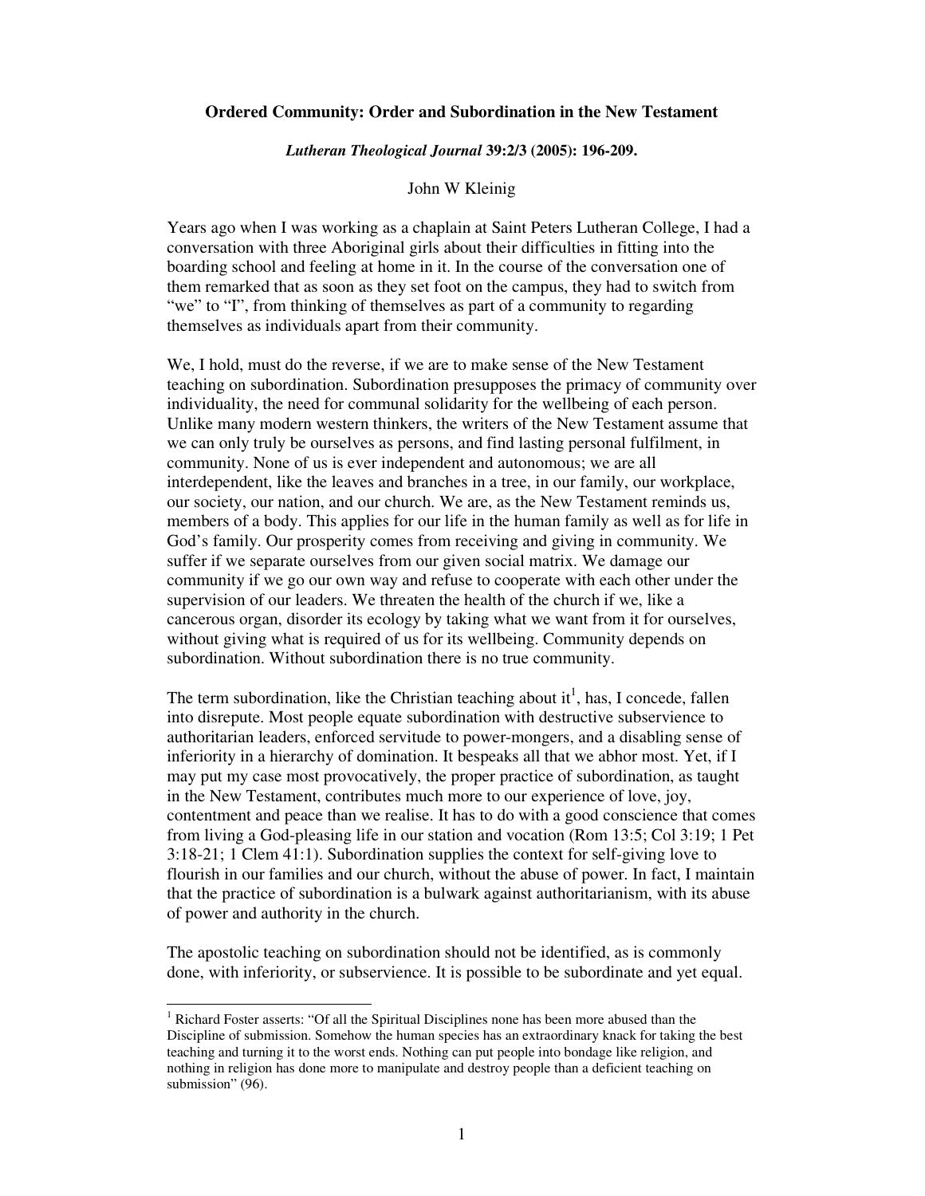# Ordered Community: Order and Subordination in the New Testament

***Lutheran Theological Journal* 39:2/3 (2005): 196-209.**

John W Kleinig

Years ago when I was working as a chaplain at Saint Peters Lutheran College, I had a conversation with three Aboriginal girls about their difficulties in fitting into the boarding school and feeling at home in it. In the course of the conversation one of them remarked that as soon as they set foot on the campus, they had to switch from "we" to "I", from thinking of themselves as part of a community to regarding themselves as individuals apart from their community.

We, I hold, must do the reverse, if we are to make sense of the New Testament teaching on subordination. Subordination presupposes the primacy of community over individuality, the need for communal solidarity for the wellbeing of each person. Unlike many modern western thinkers, the writers of the New Testament assume that we can only truly be ourselves as persons, and find lasting personal fulfilment, in community. None of us is ever independent and autonomous; we are all interdependent, like the leaves and branches in a tree, in our family, our workplace, our society, our nation, and our church. We are, as the New Testament reminds us, members of a body. This applies for our life in the human family as well as for life in God's family. Our prosperity comes from receiving and giving in community. We suffer if we separate ourselves from our given social matrix. We damage our community if we go our own way and refuse to cooperate with each other under the supervision of our leaders. We threaten the health of the church if we, like a cancerous organ, disorder its ecology by taking what we want from it for ourselves, without giving what is required of us for its wellbeing. Community depends on subordination. Without subordination there is no true community.

The term subordination, like the Christian teaching about it[1], has, I concede, fallen into disrepute. Most people equate subordination with destructive subservience to authoritarian leaders, enforced servitude to power-mongers, and a disabling sense of inferiority in a hierarchy of domination. It bespeaks all that we abhor most. Yet, if I may put my case most provocatively, the proper practice of subordination, as taught in the New Testament, contributes much more to our experience of love, joy, contentment and peace than we realise. It has to do with a good conscience that comes from living a God-pleasing life in our station and vocation (Rom 13:5; Col 3:19; 1 Pet 3:18-21; 1 Clem 41:1). Subordination supplies the context for self-giving love to flourish in our families and our church, without the abuse of power. In fact, I maintain that the practice of subordination is a bulwark against authoritarianism, with its abuse of power and authority in the church.

The apostolic teaching on subordination should not be identified, as is commonly done, with inferiority, or subservience. It is possible to be subordinate and yet equal.

---

[1] Richard Foster asserts: "Of all the Spiritual Disciplines none has been more abused than the Discipline of submission. Somehow the human species has an extraordinary knack for taking the best teaching and turning it to the worst ends. Nothing can put people into bondage like religion, and nothing in religion has done more to manipulate and destroy people than a deficient teaching on submission" (96).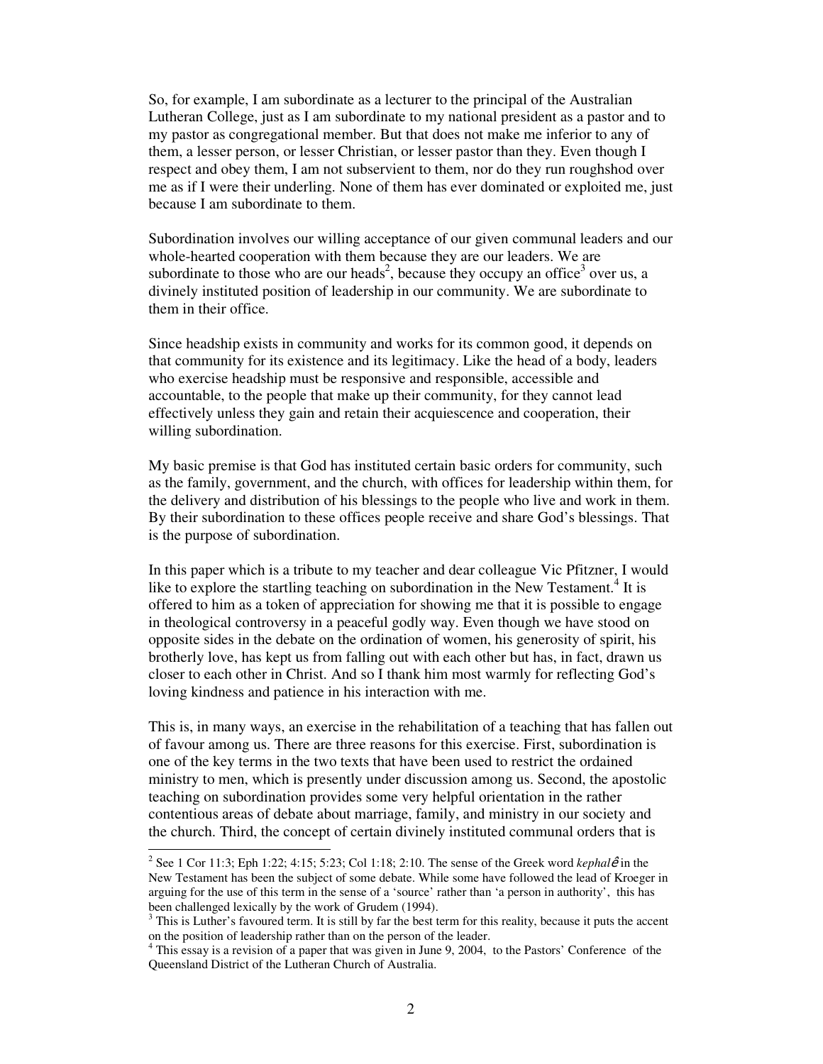So, for example, I am subordinate as a lecturer to the principal of the Australian Lutheran College, just as I am subordinate to my national president as a pastor and to my pastor as congregational member. But that does not make me inferior to any of them, a lesser person, or lesser Christian, or lesser pastor than they. Even though I respect and obey them, I am not subservient to them, nor do they run roughshod over me as if I were their underling. None of them has ever dominated or exploited me, just because I am subordinate to them.

Subordination involves our willing acceptance of our given communal leaders and our whole-hearted cooperation with them because they are our leaders. We are subordinate to those who are our heads[2], because they occupy an office[3] over us, a divinely instituted position of leadership in our community. We are subordinate to them in their office.

Since headship exists in community and works for its common good, it depends on that community for its existence and its legitimacy. Like the head of a body, leaders who exercise headship must be responsive and responsible, accessible and accountable, to the people that make up their community, for they cannot lead effectively unless they gain and retain their acquiescence and cooperation, their willing subordination.

My basic premise is that God has instituted certain basic orders for community, such as the family, government, and the church, with offices for leadership within them, for the delivery and distribution of his blessings to the people who live and work in them. By their subordination to these offices people receive and share God's blessings. That is the purpose of subordination.

In this paper which is a tribute to my teacher and dear colleague Vic Pfitzner, I would like to explore the startling teaching on subordination in the New Testament.[4] It is offered to him as a token of appreciation for showing me that it is possible to engage in theological controversy in a peaceful godly way. Even though we have stood on opposite sides in the debate on the ordination of women, his generosity of spirit, his brotherly love, has kept us from falling out with each other but has, in fact, drawn us closer to each other in Christ. And so I thank him most warmly for reflecting God's loving kindness and patience in his interaction with me.

This is, in many ways, an exercise in the rehabilitation of a teaching that has fallen out of favour among us. There are three reasons for this exercise. First, subordination is one of the key terms in the two texts that have been used to restrict the ordained ministry to men, which is presently under discussion among us. Second, the apostolic teaching on subordination provides some very helpful orientation in the rather contentious areas of debate about marriage, family, and ministry in our society and the church. Third, the concept of certain divinely instituted communal orders that is

---

[2] See 1 Cor 11:3; Eph 1:22; 4:15; 5:23; Col 1:18; 2:10. The sense of the Greek word *kephalê* in the New Testament has been the subject of some debate. While some have followed the lead of Kroeger in arguing for the use of this term in the sense of a 'source' rather than 'a person in authority', this has been challenged lexically by the work of Grudem (1994).

[3] This is Luther's favoured term. It is still by far the best term for this reality, because it puts the accent on the position of leadership rather than on the person of the leader.

[4] This essay is a revision of a paper that was given in June 9, 2004, to the Pastors' Conference of the Queensland District of the Lutheran Church of Australia.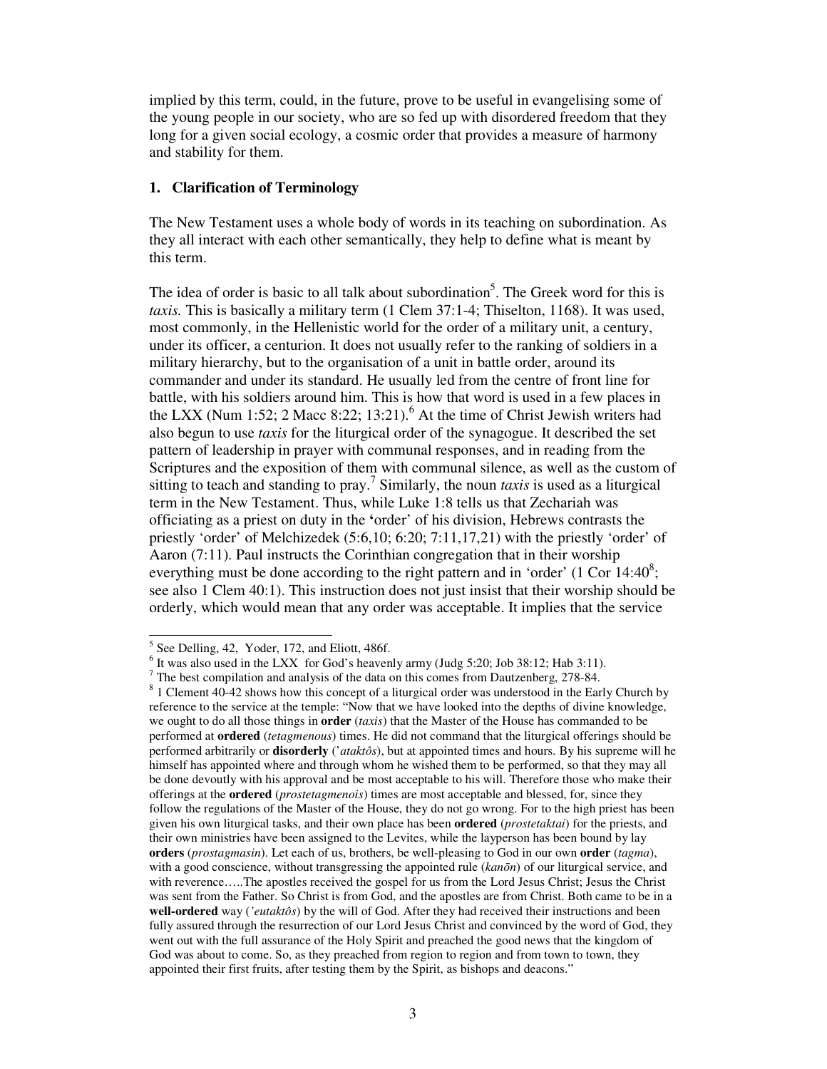implied by this term, could, in the future, prove to be useful in evangelising some of the young people in our society, who are so fed up with disordered freedom that they long for a given social ecology, a cosmic order that provides a measure of harmony and stability for them.

## 1. Clarification of Terminology

The New Testament uses a whole body of words in its teaching on subordination. As they all interact with each other semantically, they help to define what is meant by this term.

The idea of order is basic to all talk about subordination[5]. The Greek word for this is *taxis.* This is basically a military term (1 Clem 37:1-4; Thiselton, 1168). It was used, most commonly, in the Hellenistic world for the order of a military unit, a century, under its officer, a centurion. It does not usually refer to the ranking of soldiers in a military hierarchy, but to the organisation of a unit in battle order, around its commander and under its standard. He usually led from the centre of front line for battle, with his soldiers around him. This is how that word is used in a few places in the LXX (Num 1:52; 2 Macc 8:22; 13:21).[6] At the time of Christ Jewish writers had also begun to use *taxis* for the liturgical order of the synagogue. It described the set pattern of leadership in prayer with communal responses, and in reading from the Scriptures and the exposition of them with communal silence, as well as the custom of sitting to teach and standing to pray.[7] Similarly, the noun *taxis* is used as a liturgical term in the New Testament. Thus, while Luke 1:8 tells us that Zechariah was officiating as a priest on duty in the 'order' of his division, Hebrews contrasts the priestly 'order' of Melchizedek (5:6,10; 6:20; 7:11,17,21) with the priestly 'order' of Aaron (7:11). Paul instructs the Corinthian congregation that in their worship everything must be done according to the right pattern and in 'order' (1 Cor 14:40[8]; see also 1 Clem 40:1). This instruction does not just insist that their worship should be orderly, which would mean that any order was acceptable. It implies that the service

---

[5] See Delling, 42, Yoder, 172, and Eliott, 486f.

[6] It was also used in the LXX for God's heavenly army (Judg 5:20; Job 38:12; Hab 3:11).

[7] The best compilation and analysis of the data on this comes from Dautzenberg, 278-84.

[8] 1 Clement 40-42 shows how this concept of a liturgical order was understood in the Early Church by reference to the service at the temple: "Now that we have looked into the depths of divine knowledge, we ought to do all those things in **order** (*taxis*) that the Master of the House has commanded to be performed at **ordered** (*tetagmenous*) times. He did not command that the liturgical offerings should be performed arbitrarily or **disorderly** (*'ataktôs*), but at appointed times and hours. By his supreme will he himself has appointed where and through whom he wished them to be performed, so that they may all be done devoutly with his approval and be most acceptable to his will. Therefore those who make their offerings at the **ordered** (*prostetagmenois*) times are most acceptable and blessed, for, since they follow the regulations of the Master of the House, they do not go wrong. For to the high priest has been given his own liturgical tasks, and their own place has been **ordered** (*prostetaktai*) for the priests, and their own ministries have been assigned to the Levites, while the layperson has been bound by lay **orders** (*prostagmasin*). Let each of us, brothers, be well-pleasing to God in our own **order** (*tagma*), with a good conscience, without transgressing the appointed rule (*kanōn*) of our liturgical service, and with reverence…..The apostles received the gospel for us from the Lord Jesus Christ; Jesus the Christ was sent from the Father. So Christ is from God, and the apostles are from Christ. Both came to be in a **well-ordered** way (*'eutaktôs*) by the will of God. After they had received their instructions and been fully assured through the resurrection of our Lord Jesus Christ and convinced by the word of God, they went out with the full assurance of the Holy Spirit and preached the good news that the kingdom of God was about to come. So, as they preached from region to region and from town to town, they appointed their first fruits, after testing them by the Spirit, as bishops and deacons."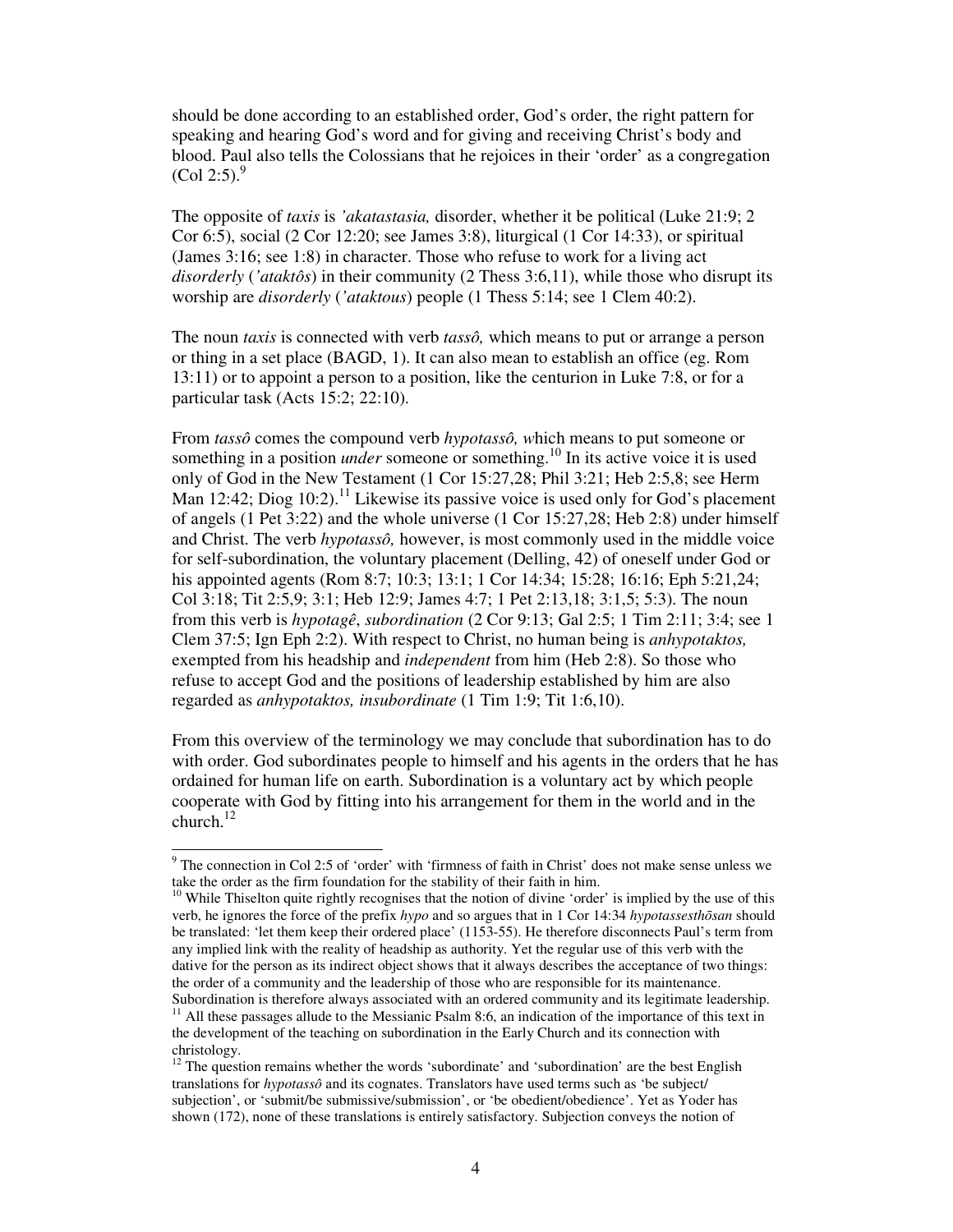should be done according to an established order, God's order, the right pattern for speaking and hearing God's word and for giving and receiving Christ's body and blood. Paul also tells the Colossians that he rejoices in their 'order' as a congregation (Col 2:5).[9]

The opposite of *taxis* is *'akatastasia,* disorder, whether it be political (Luke 21:9; 2 Cor 6:5), social (2 Cor 12:20; see James 3:8), liturgical (1 Cor 14:33), or spiritual (James 3:16; see 1:8) in character. Those who refuse to work for a living act *disorderly* (*'ataktôs*) in their community (2 Thess 3:6,11), while those who disrupt its worship are *disorderly* (*'ataktous*) people (1 Thess 5:14; see 1 Clem 40:2).

The noun *taxis* is connected with verb *tassô,* which means to put or arrange a person or thing in a set place (BAGD, 1). It can also mean to establish an office (eg. Rom 13:11) or to appoint a person to a position, like the centurion in Luke 7:8, or for a particular task (Acts 15:2; 22:10).

From *tassô* comes the compound verb *hypotassô, w*hich means to put someone or something in a position *under* someone or something.[10] In its active voice it is used only of God in the New Testament (1 Cor 15:27,28; Phil 3:21; Heb 2:5,8; see Herm Man 12:42; Diog 10:2).[11] Likewise its passive voice is used only for God's placement of angels (1 Pet 3:22) and the whole universe (1 Cor 15:27,28; Heb 2:8) under himself and Christ. The verb *hypotassô,* however, is most commonly used in the middle voice for self-subordination, the voluntary placement (Delling, 42) of oneself under God or his appointed agents (Rom 8:7; 10:3; 13:1; 1 Cor 14:34; 15:28; 16:16; Eph 5:21,24; Col 3:18; Tit 2:5,9; 3:1; Heb 12:9; James 4:7; 1 Pet 2:13,18; 3:1,5; 5:3). The noun from this verb is *hypotagê*, *subordination* (2 Cor 9:13; Gal 2:5; 1 Tim 2:11; 3:4; see 1 Clem 37:5; Ign Eph 2:2). With respect to Christ, no human being is *anhypotaktos,* exempted from his headship and *independent* from him (Heb 2:8). So those who refuse to accept God and the positions of leadership established by him are also regarded as *anhypotaktos, insubordinate* (1 Tim 1:9; Tit 1:6,10).

From this overview of the terminology we may conclude that subordination has to do with order. God subordinates people to himself and his agents in the orders that he has ordained for human life on earth. Subordination is a voluntary act by which people cooperate with God by fitting into his arrangement for them in the world and in the church.[12]

---

[9] The connection in Col 2:5 of 'order' with 'firmness of faith in Christ' does not make sense unless we take the order as the firm foundation for the stability of their faith in him.

[10] While Thiselton quite rightly recognises that the notion of divine 'order' is implied by the use of this verb, he ignores the force of the prefix *hypo* and so argues that in 1 Cor 14:34 *hypotassesthōsan* should be translated: 'let them keep their ordered place' (1153-55). He therefore disconnects Paul's term from any implied link with the reality of headship as authority. Yet the regular use of this verb with the dative for the person as its indirect object shows that it always describes the acceptance of two things: the order of a community and the leadership of those who are responsible for its maintenance. Subordination is therefore always associated with an ordered community and its legitimate leadership.

[11] All these passages allude to the Messianic Psalm 8:6, an indication of the importance of this text in the development of the teaching on subordination in the Early Church and its connection with christology.

[12] The question remains whether the words 'subordinate' and 'subordination' are the best English translations for *hypotassô* and its cognates. Translators have used terms such as 'be subject/ subjection', or 'submit/be submissive/submission', or 'be obedient/obedience'. Yet as Yoder has shown (172), none of these translations is entirely satisfactory. Subjection conveys the notion of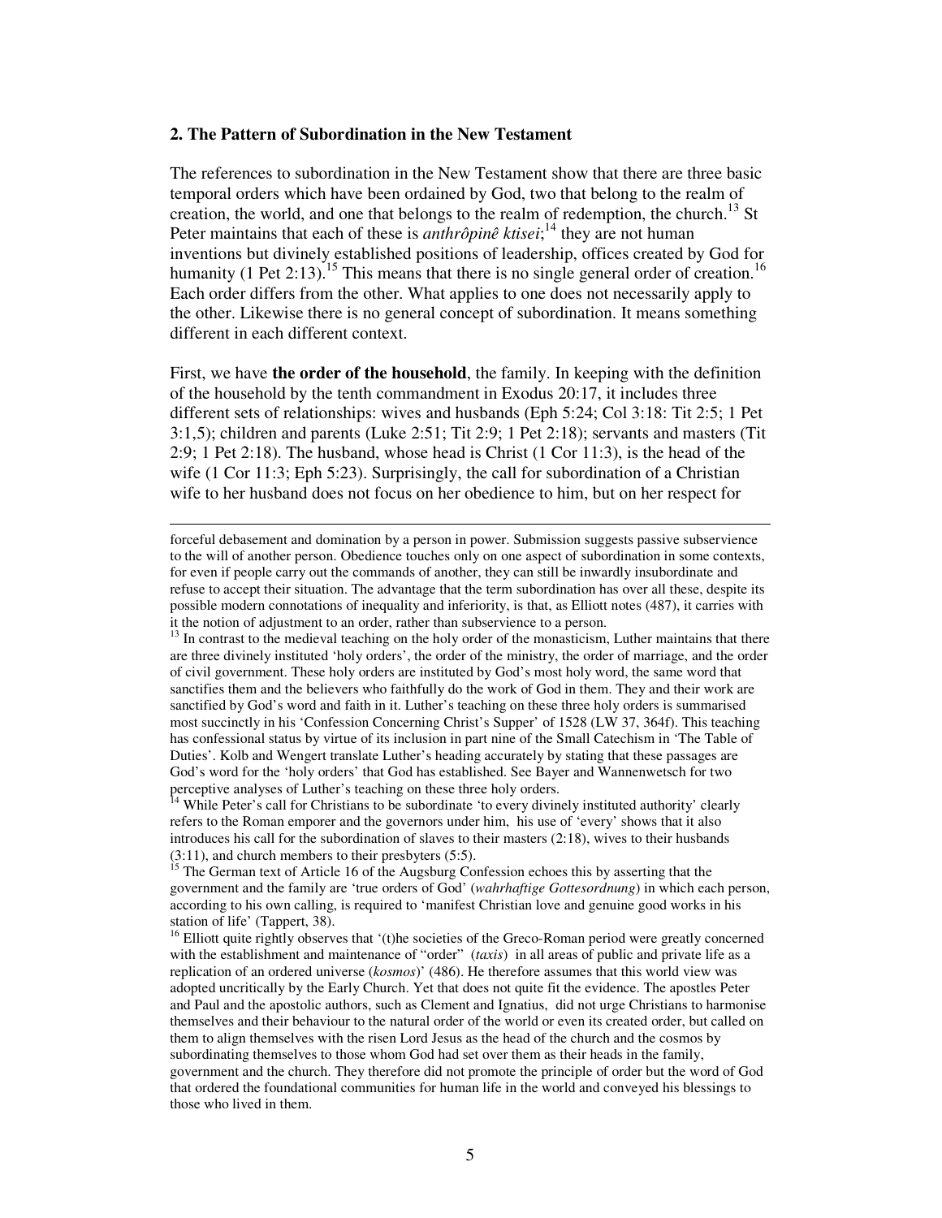## 2. The Pattern of Subordination in the New Testament

The references to subordination in the New Testament show that there are three basic temporal orders which have been ordained by God, two that belong to the realm of creation, the world, and one that belongs to the realm of redemption, the church.[13] St Peter maintains that each of these is *anthrôpinê ktisei*;[14] they are not human inventions but divinely established positions of leadership, offices created by God for humanity (1 Pet 2:13).[15] This means that there is no single general order of creation.[16] Each order differs from the other. What applies to one does not necessarily apply to the other. Likewise there is no general concept of subordination. It means something different in each different context.

First, we have **the order of the household**, the family. In keeping with the definition of the household by the tenth commandment in Exodus 20:17, it includes three different sets of relationships: wives and husbands (Eph 5:24; Col 3:18: Tit 2:5; 1 Pet 3:1,5); children and parents (Luke 2:51; Tit 2:9; 1 Pet 2:18); servants and masters (Tit 2:9; 1 Pet 2:18). The husband, whose head is Christ (1 Cor 11:3), is the head of the wife (1 Cor 11:3; Eph 5:23). Surprisingly, the call for subordination of a Christian wife to her husband does not focus on her obedience to him, but on her respect for

---

forceful debasement and domination by a person in power. Submission suggests passive subservience to the will of another person. Obedience touches only on one aspect of subordination in some contexts, for even if people carry out the commands of another, they can still be inwardly insubordinate and refuse to accept their situation. The advantage that the term subordination has over all these, despite its possible modern connotations of inequality and inferiority, is that, as Elliott notes (487), it carries with it the notion of adjustment to an order, rather than subservience to a person.

[13] In contrast to the medieval teaching on the holy order of the monasticism, Luther maintains that there are three divinely instituted 'holy orders', the order of the ministry, the order of marriage, and the order of civil government. These holy orders are instituted by God's most holy word, the same word that sanctifies them and the believers who faithfully do the work of God in them. They and their work are sanctified by God's word and faith in it. Luther's teaching on these three holy orders is summarised most succinctly in his 'Confession Concerning Christ's Supper' of 1528 (LW 37, 364f). This teaching has confessional status by virtue of its inclusion in part nine of the Small Catechism in 'The Table of Duties'. Kolb and Wengert translate Luther's heading accurately by stating that these passages are God's word for the 'holy orders' that God has established. See Bayer and Wannenwetsch for two perceptive analyses of Luther's teaching on these three holy orders.

[14] While Peter's call for Christians to be subordinate 'to every divinely instituted authority' clearly refers to the Roman emporer and the governors under him, his use of 'every' shows that it also introduces his call for the subordination of slaves to their masters (2:18), wives to their husbands (3:11), and church members to their presbyters (5:5).

[15] The German text of Article 16 of the Augsburg Confession echoes this by asserting that the government and the family are 'true orders of God' (*wahrhaftige Gottesordnung*) in which each person, according to his own calling, is required to 'manifest Christian love and genuine good works in his station of life' (Tappert, 38).

[16] Elliott quite rightly observes that '(t)he societies of the Greco-Roman period were greatly concerned with the establishment and maintenance of "order" (*taxis*) in all areas of public and private life as a replication of an ordered universe (*kosmos*)' (486). He therefore assumes that this world view was adopted uncritically by the Early Church. Yet that does not quite fit the evidence. The apostles Peter and Paul and the apostolic authors, such as Clement and Ignatius, did not urge Christians to harmonise themselves and their behaviour to the natural order of the world or even its created order, but called on them to align themselves with the risen Lord Jesus as the head of the church and the cosmos by subordinating themselves to those whom God had set over them as their heads in the family, government and the church. They therefore did not promote the principle of order but the word of God that ordered the foundational communities for human life in the world and conveyed his blessings to those who lived in them.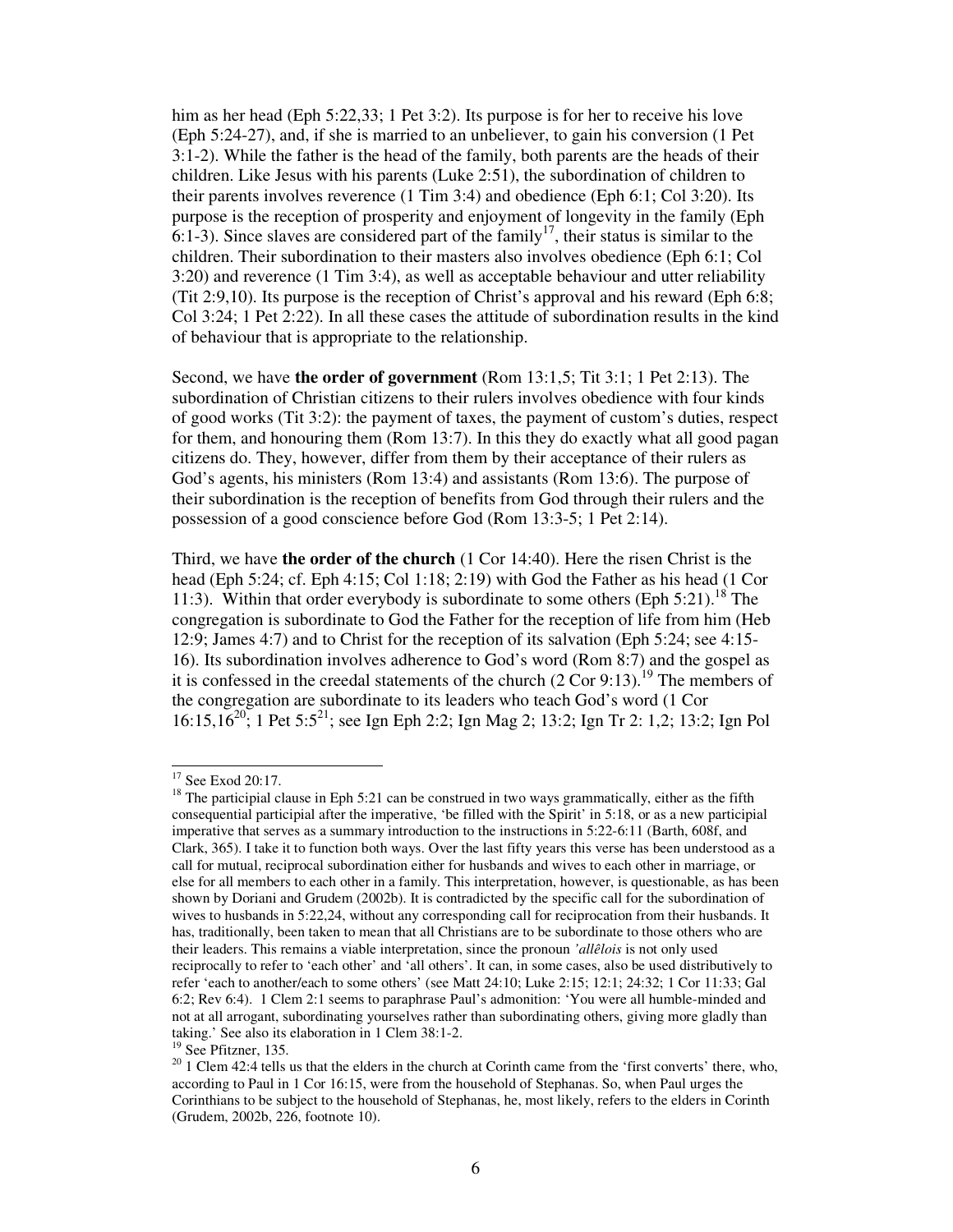him as her head (Eph 5:22,33; 1 Pet 3:2). Its purpose is for her to receive his love (Eph 5:24-27), and, if she is married to an unbeliever, to gain his conversion (1 Pet 3:1-2). While the father is the head of the family, both parents are the heads of their children. Like Jesus with his parents (Luke 2:51), the subordination of children to their parents involves reverence (1 Tim 3:4) and obedience (Eph 6:1; Col 3:20). Its purpose is the reception of prosperity and enjoyment of longevity in the family (Eph 6:1-3). Since slaves are considered part of the family[17], their status is similar to the children. Their subordination to their masters also involves obedience (Eph 6:1; Col 3:20) and reverence (1 Tim 3:4), as well as acceptable behaviour and utter reliability (Tit 2:9,10). Its purpose is the reception of Christ's approval and his reward (Eph 6:8; Col 3:24; 1 Pet 2:22). In all these cases the attitude of subordination results in the kind of behaviour that is appropriate to the relationship.

Second, we have **the order of government** (Rom 13:1,5; Tit 3:1; 1 Pet 2:13). The subordination of Christian citizens to their rulers involves obedience with four kinds of good works (Tit 3:2): the payment of taxes, the payment of custom's duties, respect for them, and honouring them (Rom 13:7). In this they do exactly what all good pagan citizens do. They, however, differ from them by their acceptance of their rulers as God's agents, his ministers (Rom 13:4) and assistants (Rom 13:6). The purpose of their subordination is the reception of benefits from God through their rulers and the possession of a good conscience before God (Rom 13:3-5; 1 Pet 2:14).

Third, we have **the order of the church** (1 Cor 14:40). Here the risen Christ is the head (Eph 5:24; cf. Eph 4:15; Col 1:18; 2:19) with God the Father as his head (1 Cor 11:3). Within that order everybody is subordinate to some others (Eph 5:21).[18] The congregation is subordinate to God the Father for the reception of life from him (Heb 12:9; James 4:7) and to Christ for the reception of its salvation (Eph 5:24; see 4:15-16). Its subordination involves adherence to God's word (Rom 8:7) and the gospel as it is confessed in the creedal statements of the church (2 Cor 9:13).[19] The members of the congregation are subordinate to its leaders who teach God's word (1 Cor 16:15,16[20]; 1 Pet 5:5[21]; see Ign Eph 2:2; Ign Mag 2; 13:2; Ign Tr 2: 1,2; 13:2; Ign Pol

---

[17] See Exod 20:17.

[18] The participial clause in Eph 5:21 can be construed in two ways grammatically, either as the fifth consequential participial after the imperative, 'be filled with the Spirit' in 5:18, or as a new participial imperative that serves as a summary introduction to the instructions in 5:22-6:11 (Barth, 608f, and Clark, 365). I take it to function both ways. Over the last fifty years this verse has been understood as a call for mutual, reciprocal subordination either for husbands and wives to each other in marriage, or else for all members to each other in a family. This interpretation, however, is questionable, as has been shown by Doriani and Grudem (2002b). It is contradicted by the specific call for the subordination of wives to husbands in 5:22,24, without any corresponding call for reciprocation from their husbands. It has, traditionally, been taken to mean that all Christians are to be subordinate to those others who are their leaders. This remains a viable interpretation, since the pronoun *'allêlois* is not only used reciprocally to refer to 'each other' and 'all others'. It can, in some cases, also be used distributively to refer 'each to another/each to some others' (see Matt 24:10; Luke 2:15; 12:1; 24:32; 1 Cor 11:33; Gal 6:2; Rev 6:4). 1 Clem 2:1 seems to paraphrase Paul's admonition: 'You were all humble-minded and not at all arrogant, subordinating yourselves rather than subordinating others, giving more gladly than taking.' See also its elaboration in 1 Clem 38:1-2.

[19] See Pfitzner, 135.

[20] 1 Clem 42:4 tells us that the elders in the church at Corinth came from the 'first converts' there, who, according to Paul in 1 Cor 16:15, were from the household of Stephanas. So, when Paul urges the Corinthians to be subject to the household of Stephanas, he, most likely, refers to the elders in Corinth (Grudem, 2002b, 226, footnote 10).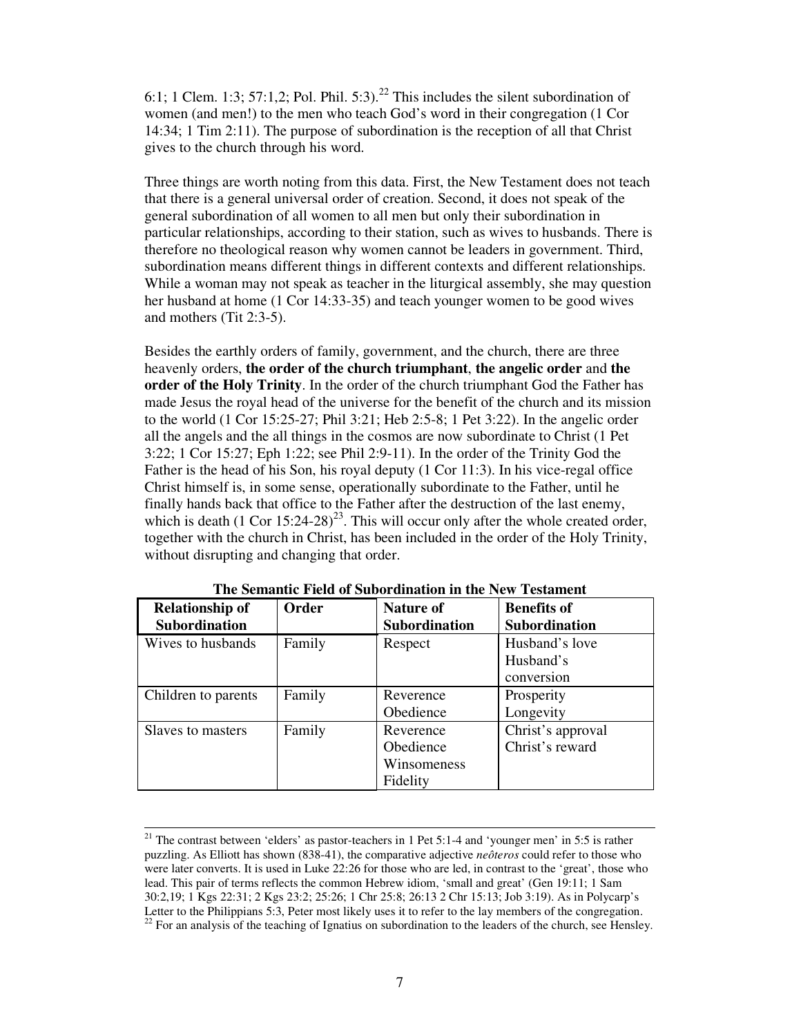6:1; 1 Clem. 1:3; 57:1,2; Pol. Phil. 5:3).[22] This includes the silent subordination of women (and men!) to the men who teach God's word in their congregation (1 Cor 14:34; 1 Tim 2:11). The purpose of subordination is the reception of all that Christ gives to the church through his word.

Three things are worth noting from this data. First, the New Testament does not teach that there is a general universal order of creation. Second, it does not speak of the general subordination of all women to all men but only their subordination in particular relationships, according to their station, such as wives to husbands. There is therefore no theological reason why women cannot be leaders in government. Third, subordination means different things in different contexts and different relationships. While a woman may not speak as teacher in the liturgical assembly, she may question her husband at home (1 Cor 14:33-35) and teach younger women to be good wives and mothers (Tit 2:3-5).

Besides the earthly orders of family, government, and the church, there are three heavenly orders, **the order of the church triumphant**, **the angelic order** and **the order of the Holy Trinity**. In the order of the church triumphant God the Father has made Jesus the royal head of the universe for the benefit of the church and its mission to the world (1 Cor 15:25-27; Phil 3:21; Heb 2:5-8; 1 Pet 3:22). In the angelic order all the angels and the all things in the cosmos are now subordinate to Christ (1 Pet 3:22; 1 Cor 15:27; Eph 1:22; see Phil 2:9-11). In the order of the Trinity God the Father is the head of his Son, his royal deputy (1 Cor 11:3). In his vice-regal office Christ himself is, in some sense, operationally subordinate to the Father, until he finally hands back that office to the Father after the destruction of the last enemy, which is death (1 Cor 15:24-28)[23]. This will occur only after the whole created order, together with the church in Christ, has been included in the order of the Holy Trinity, without disrupting and changing that order.

**The Semantic Field of Subordination in the New Testament**

| Relationship of Subordination | Order | Nature of Subordination | Benefits of Subordination |
|---|---|---|---|
| Wives to husbands | Family | Respect | Husband's love<br>Husband's conversion |
| Children to parents | Family | Reverence<br>Obedience | Prosperity<br>Longevity |
| Slaves to masters | Family | Reverence<br>Obedience<br>Winsomeness<br>Fidelity | Christ's approval<br>Christ's reward |

[21] The contrast between 'elders' as pastor-teachers in 1 Pet 5:1-4 and 'younger men' in 5:5 is rather puzzling. As Elliott has shown (838-41), the comparative adjective *neôteros* could refer to those who were later converts. It is used in Luke 22:26 for those who are led, in contrast to the 'great', those who lead. This pair of terms reflects the common Hebrew idiom, 'small and great' (Gen 19:11; 1 Sam 30:2,19; 1 Kgs 22:31; 2 Kgs 23:2; 25:26; 1 Chr 25:8; 26:13 2 Chr 15:13; Job 3:19). As in Polycarp's Letter to the Philippians 5:3, Peter most likely uses it to refer to the lay members of the congregation.

[22] For an analysis of the teaching of Ignatius on subordination to the leaders of the church, see Hensley.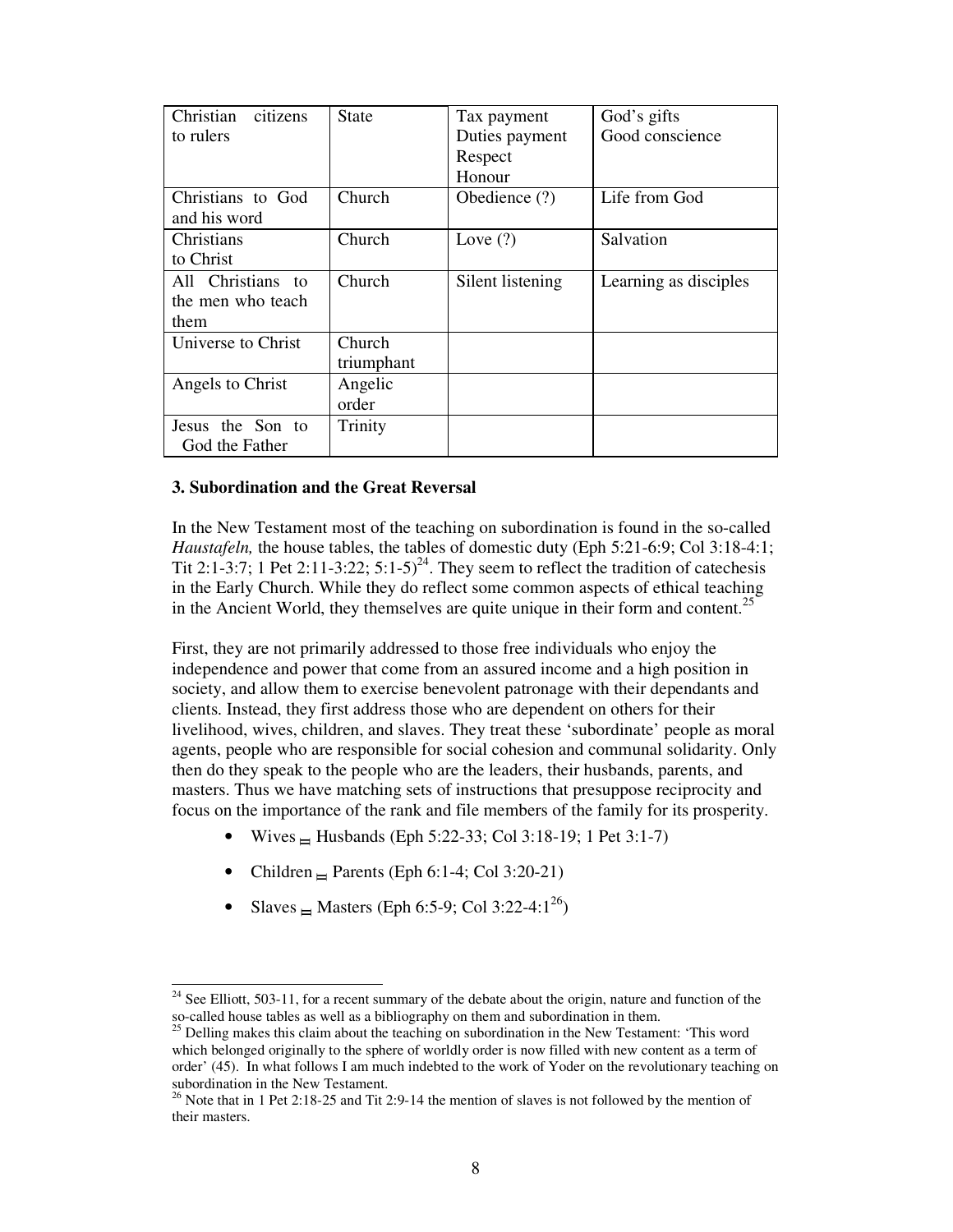| Christian citizens to rulers | State | Tax payment<br>Duties payment<br>Respect<br>Honour | God's gifts<br>Good conscience |
|---|---|---|---|
| Christians to God and his word | Church | Obedience (?) | Life from God |
| Christians to Christ | Church | Love (?) | Salvation |
| All Christians to the men who teach them | Church | Silent listening | Learning as disciples |
| Universe to Christ | Church triumphant | | |
| Angels to Christ | Angelic order | | |
| Jesus the Son to God the Father | Trinity | | |

### 3. Subordination and the Great Reversal

In the New Testament most of the teaching on subordination is found in the so-called *Haustafeln,* the house tables, the tables of domestic duty (Eph 5:21-6:9; Col 3:18-4:1; Tit 2:1-3:7; 1 Pet 2:11-3:22; 5:1-5)[24]. They seem to reflect the tradition of catechesis in the Early Church. While they do reflect some common aspects of ethical teaching in the Ancient World, they themselves are quite unique in their form and content.[25]

First, they are not primarily addressed to those free individuals who enjoy the independence and power that come from an assured income and a high position in society, and allow them to exercise benevolent patronage with their dependants and clients. Instead, they first address those who are dependent on others for their livelihood, wives, children, and slaves. They treat these 'subordinate' people as moral agents, people who are responsible for social cohesion and communal solidarity. Only then do they speak to the people who are the leaders, their husbands, parents, and masters. Thus we have matching sets of instructions that presuppose reciprocity and focus on the importance of the rank and file members of the family for its prosperity.

- Wives ⇋ Husbands (Eph 5:22-33; Col 3:18-19; 1 Pet 3:1-7)
- Children ⇋ Parents (Eph 6:1-4; Col 3:20-21)
- Slaves ⇋ Masters (Eph 6:5-9; Col 3:22-4:1[26])

---

[24] See Elliott, 503-11, for a recent summary of the debate about the origin, nature and function of the so-called house tables as well as a bibliography on them and subordination in them.

[25] Delling makes this claim about the teaching on subordination in the New Testament: 'This word which belonged originally to the sphere of worldly order is now filled with new content as a term of order' (45). In what follows I am much indebted to the work of Yoder on the revolutionary teaching on subordination in the New Testament.

[26] Note that in 1 Pet 2:18-25 and Tit 2:9-14 the mention of slaves is not followed by the mention of their masters.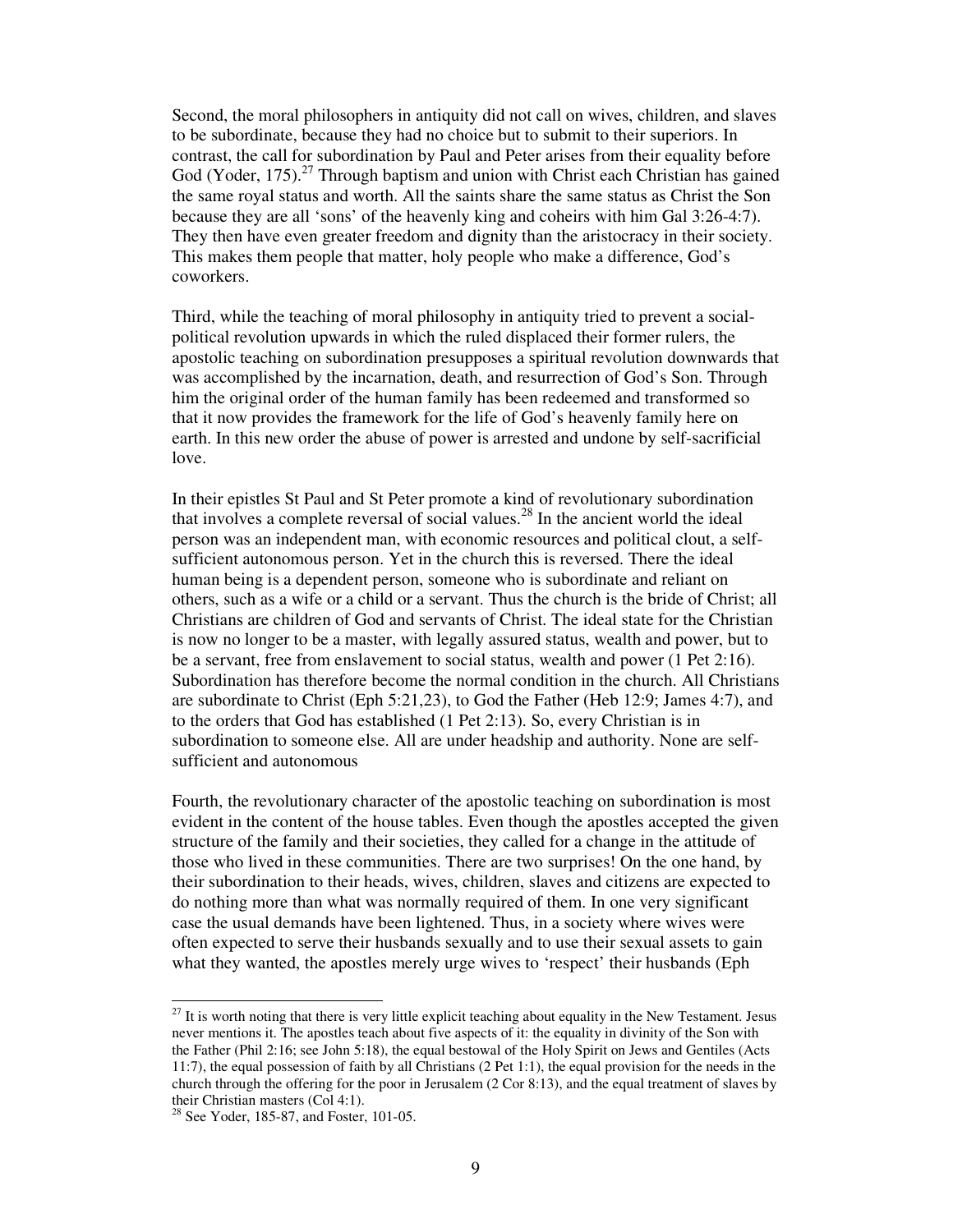Second, the moral philosophers in antiquity did not call on wives, children, and slaves to be subordinate, because they had no choice but to submit to their superiors. In contrast, the call for subordination by Paul and Peter arises from their equality before God (Yoder, 175).[27] Through baptism and union with Christ each Christian has gained the same royal status and worth. All the saints share the same status as Christ the Son because they are all 'sons' of the heavenly king and coheirs with him Gal 3:26-4:7). They then have even greater freedom and dignity than the aristocracy in their society. This makes them people that matter, holy people who make a difference, God's coworkers.

Third, while the teaching of moral philosophy in antiquity tried to prevent a social-political revolution upwards in which the ruled displaced their former rulers, the apostolic teaching on subordination presupposes a spiritual revolution downwards that was accomplished by the incarnation, death, and resurrection of God's Son. Through him the original order of the human family has been redeemed and transformed so that it now provides the framework for the life of God's heavenly family here on earth. In this new order the abuse of power is arrested and undone by self-sacrificial love.

In their epistles St Paul and St Peter promote a kind of revolutionary subordination that involves a complete reversal of social values.[28] In the ancient world the ideal person was an independent man, with economic resources and political clout, a self-sufficient autonomous person. Yet in the church this is reversed. There the ideal human being is a dependent person, someone who is subordinate and reliant on others, such as a wife or a child or a servant. Thus the church is the bride of Christ; all Christians are children of God and servants of Christ. The ideal state for the Christian is now no longer to be a master, with legally assured status, wealth and power, but to be a servant, free from enslavement to social status, wealth and power (1 Pet 2:16). Subordination has therefore become the normal condition in the church. All Christians are subordinate to Christ (Eph 5:21,23), to God the Father (Heb 12:9; James 4:7), and to the orders that God has established (1 Pet 2:13). So, every Christian is in subordination to someone else. All are under headship and authority. None are self-sufficient and autonomous

Fourth, the revolutionary character of the apostolic teaching on subordination is most evident in the content of the house tables. Even though the apostles accepted the given structure of the family and their societies, they called for a change in the attitude of those who lived in these communities. There are two surprises! On the one hand, by their subordination to their heads, wives, children, slaves and citizens are expected to do nothing more than what was normally required of them. In one very significant case the usual demands have been lightened. Thus, in a society where wives were often expected to serve their husbands sexually and to use their sexual assets to gain what they wanted, the apostles merely urge wives to 'respect' their husbands (Eph

---

[27] It is worth noting that there is very little explicit teaching about equality in the New Testament. Jesus never mentions it. The apostles teach about five aspects of it: the equality in divinity of the Son with the Father (Phil 2:16; see John 5:18), the equal bestowal of the Holy Spirit on Jews and Gentiles (Acts 11:7), the equal possession of faith by all Christians (2 Pet 1:1), the equal provision for the needs in the church through the offering for the poor in Jerusalem (2 Cor 8:13), and the equal treatment of slaves by their Christian masters (Col 4:1).

[28] See Yoder, 185-87, and Foster, 101-05.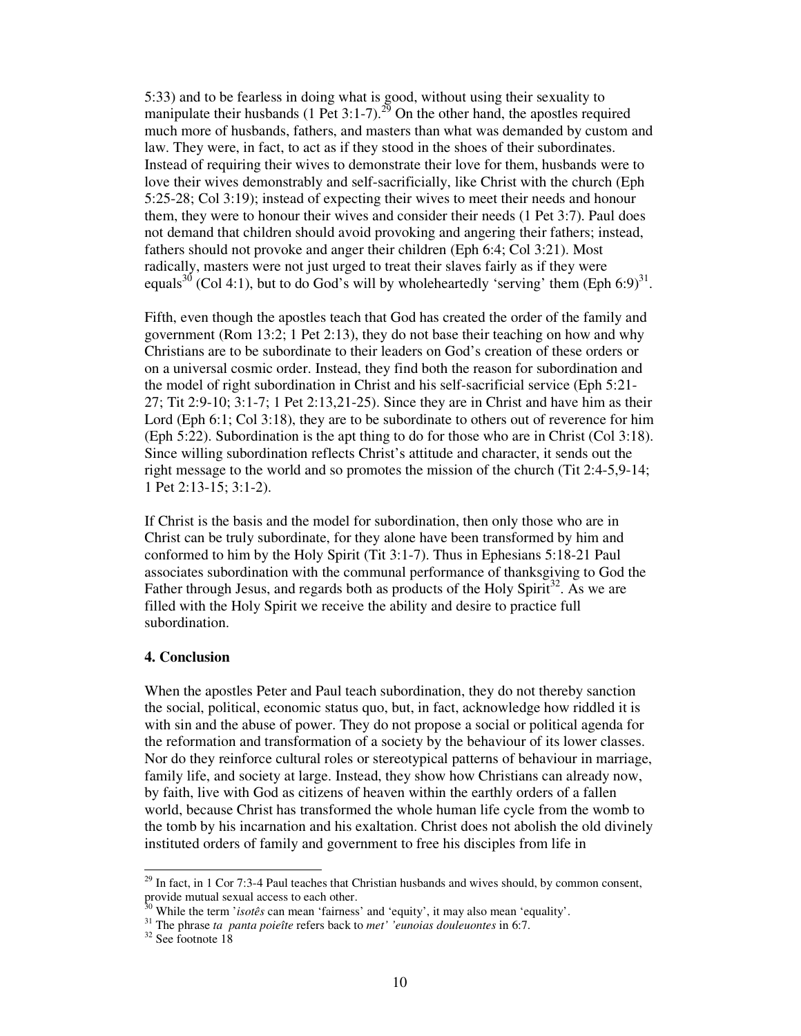5:33) and to be fearless in doing what is good, without using their sexuality to manipulate their husbands (1 Pet 3:1-7).[29] On the other hand, the apostles required much more of husbands, fathers, and masters than what was demanded by custom and law. They were, in fact, to act as if they stood in the shoes of their subordinates. Instead of requiring their wives to demonstrate their love for them, husbands were to love their wives demonstrably and self-sacrificially, like Christ with the church (Eph 5:25-28; Col 3:19); instead of expecting their wives to meet their needs and honour them, they were to honour their wives and consider their needs (1 Pet 3:7). Paul does not demand that children should avoid provoking and angering their fathers; instead, fathers should not provoke and anger their children (Eph 6:4; Col 3:21). Most radically, masters were not just urged to treat their slaves fairly as if they were equals[30] (Col 4:1), but to do God's will by wholeheartedly 'serving' them (Eph 6:9)[31].

Fifth, even though the apostles teach that God has created the order of the family and government (Rom 13:2; 1 Pet 2:13), they do not base their teaching on how and why Christians are to be subordinate to their leaders on God's creation of these orders or on a universal cosmic order. Instead, they find both the reason for subordination and the model of right subordination in Christ and his self-sacrificial service (Eph 5:21-27; Tit 2:9-10; 3:1-7; 1 Pet 2:13,21-25). Since they are in Christ and have him as their Lord (Eph 6:1; Col 3:18), they are to be subordinate to others out of reverence for him (Eph 5:22). Subordination is the apt thing to do for those who are in Christ (Col 3:18). Since willing subordination reflects Christ's attitude and character, it sends out the right message to the world and so promotes the mission of the church (Tit 2:4-5,9-14; 1 Pet 2:13-15; 3:1-2).

If Christ is the basis and the model for subordination, then only those who are in Christ can be truly subordinate, for they alone have been transformed by him and conformed to him by the Holy Spirit (Tit 3:1-7). Thus in Ephesians 5:18-21 Paul associates subordination with the communal performance of thanksgiving to God the Father through Jesus, and regards both as products of the Holy Spirit[32]. As we are filled with the Holy Spirit we receive the ability and desire to practice full subordination.

### 4. Conclusion

When the apostles Peter and Paul teach subordination, they do not thereby sanction the social, political, economic status quo, but, in fact, acknowledge how riddled it is with sin and the abuse of power. They do not propose a social or political agenda for the reformation and transformation of a society by the behaviour of its lower classes. Nor do they reinforce cultural roles or stereotypical patterns of behaviour in marriage, family life, and society at large. Instead, they show how Christians can already now, by faith, live with God as citizens of heaven within the earthly orders of a fallen world, because Christ has transformed the whole human life cycle from the womb to the tomb by his incarnation and his exaltation. Christ does not abolish the old divinely instituted orders of family and government to free his disciples from life in

---

[29] In fact, in 1 Cor 7:3-4 Paul teaches that Christian husbands and wives should, by common consent, provide mutual sexual access to each other.

[30] While the term '*isotês* can mean 'fairness' and 'equity', it may also mean 'equality'.

[31] The phrase *ta panta poieîte* refers back to *met' 'eunoias douleuontes* in 6:7.

[32] See footnote 18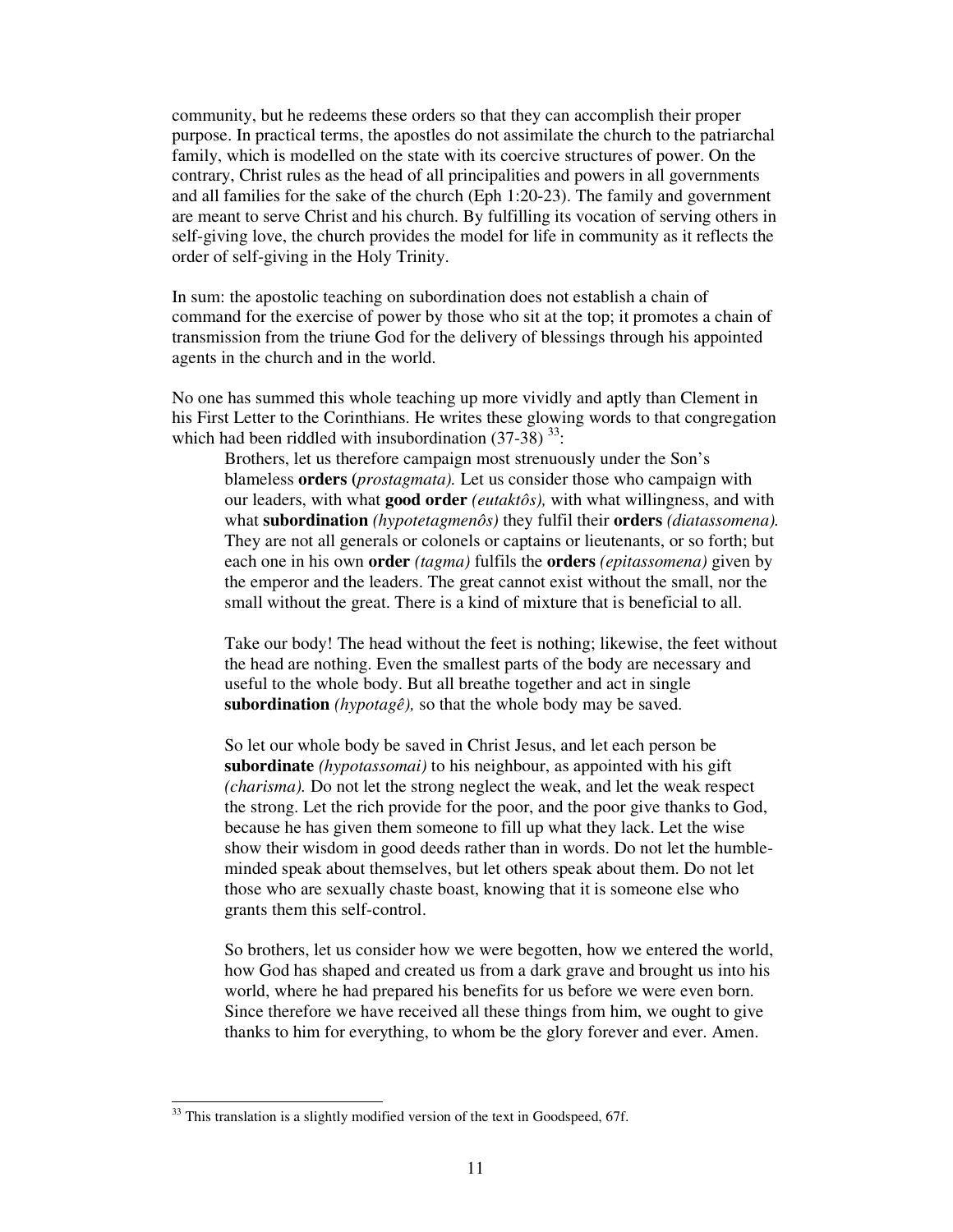community, but he redeems these orders so that they can accomplish their proper purpose. In practical terms, the apostles do not assimilate the church to the patriarchal family, which is modelled on the state with its coercive structures of power. On the contrary, Christ rules as the head of all principalities and powers in all governments and all families for the sake of the church (Eph 1:20-23). The family and government are meant to serve Christ and his church. By fulfilling its vocation of serving others in self-giving love, the church provides the model for life in community as it reflects the order of self-giving in the Holy Trinity.

In sum: the apostolic teaching on subordination does not establish a chain of command for the exercise of power by those who sit at the top; it promotes a chain of transmission from the triune God for the delivery of blessings through his appointed agents in the church and in the world.

No one has summed this whole teaching up more vividly and aptly than Clement in his First Letter to the Corinthians. He writes these glowing words to that congregation which had been riddled with insubordination (37-38) [33]:

> Brothers, let us therefore campaign most strenuously under the Son's blameless **orders (***prostagmata).* Let us consider those who campaign with our leaders, with what **good order** *(eutaktôs),* with what willingness, and with what **subordination** *(hypotetagmenôs)* they fulfil their **orders** *(diatassomena).* They are not all generals or colonels or captains or lieutenants, or so forth; but each one in his own **order** *(tagma)* fulfils the **orders** *(epitassomena)* given by the emperor and the leaders. The great cannot exist without the small, nor the small without the great. There is a kind of mixture that is beneficial to all.
>
> Take our body! The head without the feet is nothing; likewise, the feet without the head are nothing. Even the smallest parts of the body are necessary and useful to the whole body. But all breathe together and act in single **subordination** *(hypotagê),* so that the whole body may be saved.
>
> So let our whole body be saved in Christ Jesus, and let each person be **subordinate** *(hypotassomai)* to his neighbour, as appointed with his gift *(charisma).* Do not let the strong neglect the weak, and let the weak respect the strong. Let the rich provide for the poor, and the poor give thanks to God, because he has given them someone to fill up what they lack. Let the wise show their wisdom in good deeds rather than in words. Do not let the humble-minded speak about themselves, but let others speak about them. Do not let those who are sexually chaste boast, knowing that it is someone else who grants them this self-control.
>
> So brothers, let us consider how we were begotten, how we entered the world, how God has shaped and created us from a dark grave and brought us into his world, where he had prepared his benefits for us before we were even born. Since therefore we have received all these things from him, we ought to give thanks to him for everything, to whom be the glory forever and ever. Amen.

---

[33] This translation is a slightly modified version of the text in Goodspeed, 67f.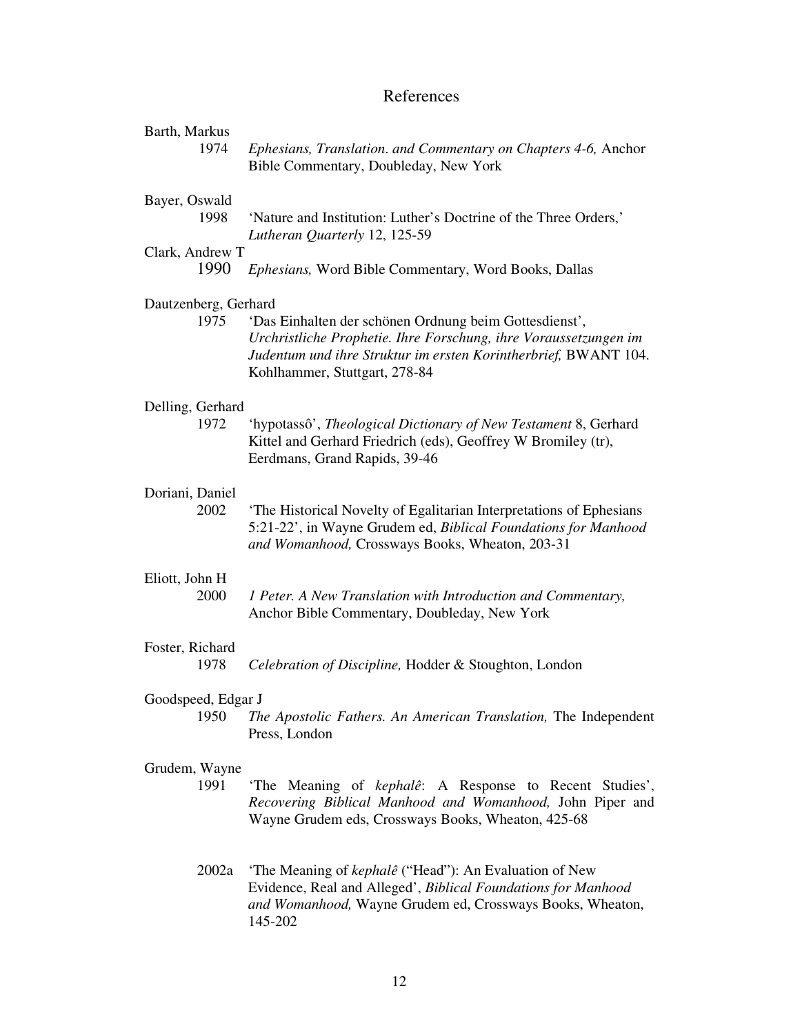# References

Barth, Markus

1974 *Ephesians, Translation. and Commentary on Chapters 4-6,* Anchor Bible Commentary, Doubleday, New York

Bayer, Oswald

1998 'Nature and Institution: Luther's Doctrine of the Three Orders,' *Lutheran Quarterly* 12, 125-59

Clark, Andrew T

1990 *Ephesians,* Word Bible Commentary, Word Books, Dallas

Dautzenberg, Gerhard

1975 'Das Einhalten der schönen Ordnung beim Gottesdienst', *Urchristliche Prophetie. Ihre Forschung, ihre Voraussetzungen im Judentum und ihre Struktur im ersten Korintherbrief,* BWANT 104. Kohlhammer, Stuttgart, 278-84

Delling, Gerhard

1972 'hypotassô', *Theological Dictionary of New Testament* 8, Gerhard Kittel and Gerhard Friedrich (eds), Geoffrey W Bromiley (tr), Eerdmans, Grand Rapids, 39-46

Doriani, Daniel

2002 'The Historical Novelty of Egalitarian Interpretations of Ephesians 5:21-22', in Wayne Grudem ed, *Biblical Foundations for Manhood and Womanhood,* Crossways Books, Wheaton, 203-31

Eliott, John H

2000 *1 Peter. A New Translation with Introduction and Commentary,* Anchor Bible Commentary, Doubleday, New York

Foster, Richard

1978 *Celebration of Discipline,* Hodder & Stoughton, London

Goodspeed, Edgar J

1950 *The Apostolic Fathers. An American Translation,* The Independent Press, London

Grudem, Wayne

1991 'The Meaning of *kephalê*: A Response to Recent Studies', *Recovering Biblical Manhood and Womanhood,* John Piper and Wayne Grudem eds, Crossways Books, Wheaton, 425-68

2002a 'The Meaning of *kephalê* ("Head"): An Evaluation of New Evidence, Real and Alleged', *Biblical Foundations for Manhood and Womanhood,* Wayne Grudem ed, Crossways Books, Wheaton, 145-202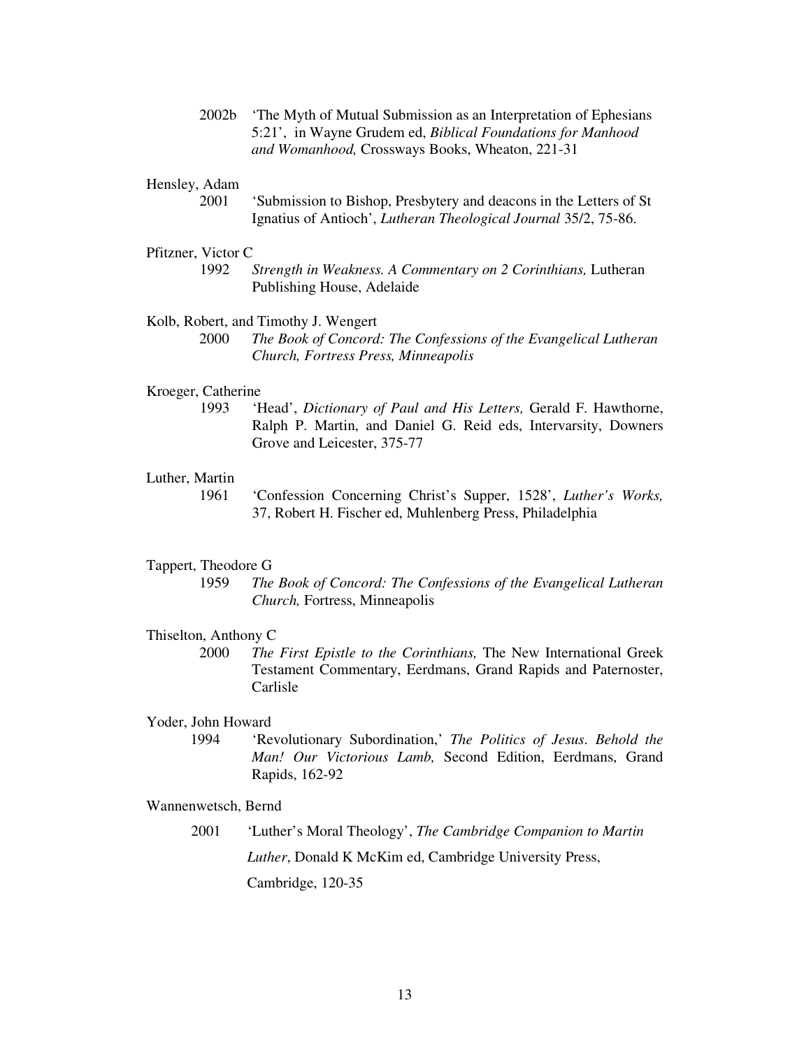2002b 'The Myth of Mutual Submission as an Interpretation of Ephesians 5:21', in Wayne Grudem ed, *Biblical Foundations for Manhood and Womanhood,* Crossways Books, Wheaton, 221-31

Hensley, Adam

2001 'Submission to Bishop, Presbytery and deacons in the Letters of St Ignatius of Antioch', *Lutheran Theological Journal* 35/2, 75-86.

Pfitzner, Victor C

1992 *Strength in Weakness. A Commentary on 2 Corinthians,* Lutheran Publishing House, Adelaide

Kolb, Robert, and Timothy J. Wengert

2000 *The Book of Concord: The Confessions of the Evangelical Lutheran Church, Fortress Press, Minneapolis*

Kroeger, Catherine

1993 'Head', *Dictionary of Paul and His Letters,* Gerald F. Hawthorne, Ralph P. Martin, and Daniel G. Reid eds, Intervarsity, Downers Grove and Leicester, 375-77

Luther, Martin

1961 'Confession Concerning Christ's Supper, 1528', *Luther's Works,* 37, Robert H. Fischer ed, Muhlenberg Press, Philadelphia

Tappert, Theodore G

1959 *The Book of Concord: The Confessions of the Evangelical Lutheran Church,* Fortress, Minneapolis

Thiselton, Anthony C

2000 *The First Epistle to the Corinthians,* The New International Greek Testament Commentary, Eerdmans, Grand Rapids and Paternoster, Carlisle

Yoder, John Howard

1994 'Revolutionary Subordination,' *The Politics of Jesus. Behold the Man! Our Victorious Lamb,* Second Edition, Eerdmans, Grand Rapids, 162-92

Wannenwetsch, Bernd

2001 'Luther's Moral Theology', *The Cambridge Companion to Martin Luther*, Donald K McKim ed, Cambridge University Press, Cambridge, 120-35